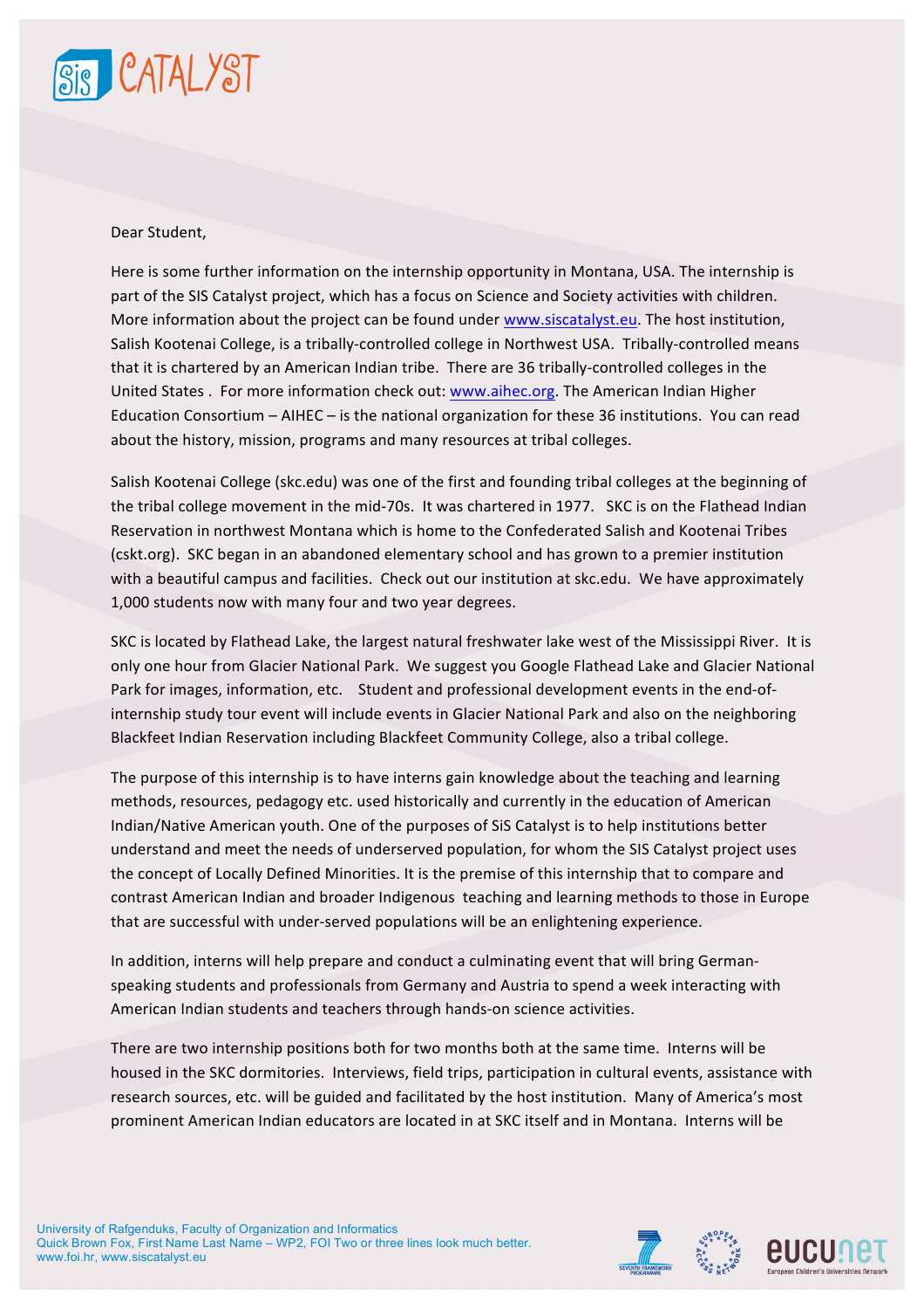Dear Student,

Here is some further information on the internship opportunity in Montana, USA. The internship is part of the SIS Catalyst project, which has a focus on Science and Society activities with children. More information about the project can be found under www.siscatalyst.eu. The host institution, Salish Kootenai College, is a tribally-controlled college in Northwest USA. Tribally-controlled means that it is chartered by an American Indian tribe. There are 36 tribally-controlled colleges in the United States . For more information check out: www.aihec.org. The American Indian Higher Education Consortium – AIHEC – is the national organization for these 36 institutions. You can read about the history, mission, programs and many resources at tribal colleges.

Salish Kootenai College (skc.edu) was one of the first and founding tribal colleges at the beginning of the tribal college movement in the mid-70s. It was chartered in 1977. SKC is on the Flathead Indian Reservation in northwest Montana which is home to the Confederated Salish and Kootenai Tribes (cskt.org). SKC began in an abandoned elementary school and has grown to a premier institution with a beautiful campus and facilities. Check out our institution at skc.edu. We have approximately 1,000 students now with many four and two year degrees.

SKC is located by Flathead Lake, the largest natural freshwater lake west of the Mississippi River. It is only one hour from Glacier National Park. We suggest you Google Flathead Lake and Glacier National Park for images, information, etc. Student and professional development events in the end-of-internship study tour event will include events in Glacier National Park and also on the neighboring Blackfeet Indian Reservation including Blackfeet Community College, also a tribal college.

The purpose of this internship is to have interns gain knowledge about the teaching and learning methods, resources, pedagogy etc. used historically and currently in the education of American Indian/Native American youth. One of the purposes of SiS Catalyst is to help institutions better understand and meet the needs of underserved population, for whom the SIS Catalyst project uses the concept of Locally Defined Minorities. It is the premise of this internship that to compare and contrast American Indian and broader Indigenous teaching and learning methods to those in Europe that are successful with under-served populations will be an enlightening experience.

In addition, interns will help prepare and conduct a culminating event that will bring German-speaking students and professionals from Germany and Austria to spend a week interacting with American Indian students and teachers through hands-on science activities.

There are two internship positions both for two months both at the same time. Interns will be housed in the SKC dormitories. Interviews, field trips, participation in cultural events, assistance with research sources, etc. will be guided and facilitated by the host institution. Many of America's most prominent American Indian educators are located in at SKC itself and in Montana. Interns will be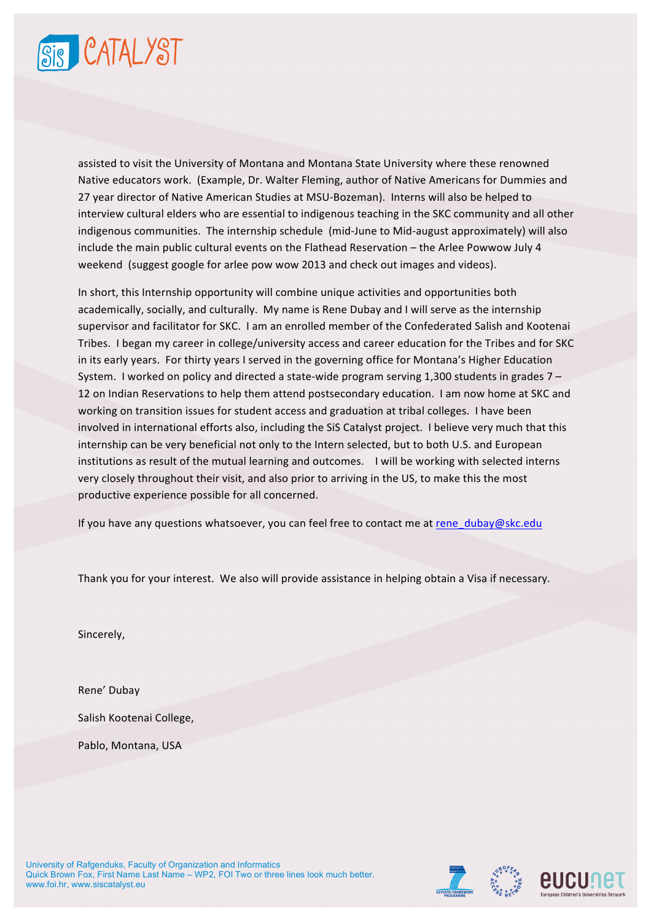assisted to visit the University of Montana and Montana State University where these renowned Native educators work. (Example, Dr. Walter Fleming, author of Native Americans for Dummies and 27 year director of Native American Studies at MSU-Bozeman). Interns will also be helped to interview cultural elders who are essential to indigenous teaching in the SKC community and all other indigenous communities. The internship schedule (mid-June to Mid-august approximately) will also include the main public cultural events on the Flathead Reservation – the Arlee Powwow July 4 weekend (suggest google for arlee pow wow 2013 and check out images and videos).

In short, this Internship opportunity will combine unique activities and opportunities both academically, socially, and culturally. My name is Rene Dubay and I will serve as the internship supervisor and facilitator for SKC. I am an enrolled member of the Confederated Salish and Kootenai Tribes. I began my career in college/university access and career education for the Tribes and for SKC in its early years. For thirty years I served in the governing office for Montana's Higher Education System. I worked on policy and directed a state-wide program serving 1,300 students in grades 7 – 12 on Indian Reservations to help them attend postsecondary education. I am now home at SKC and working on transition issues for student access and graduation at tribal colleges. I have been involved in international efforts also, including the SiS Catalyst project. I believe very much that this internship can be very beneficial not only to the Intern selected, but to both U.S. and European institutions as result of the mutual learning and outcomes. I will be working with selected interns very closely throughout their visit, and also prior to arriving in the US, to make this the most productive experience possible for all concerned.

If you have any questions whatsoever, you can feel free to contact me at rene_dubay@skc.edu

Thank you for your interest. We also will provide assistance in helping obtain a Visa if necessary.

Sincerely,

Rene' Dubay

Salish Kootenai College,

Pablo, Montana, USA